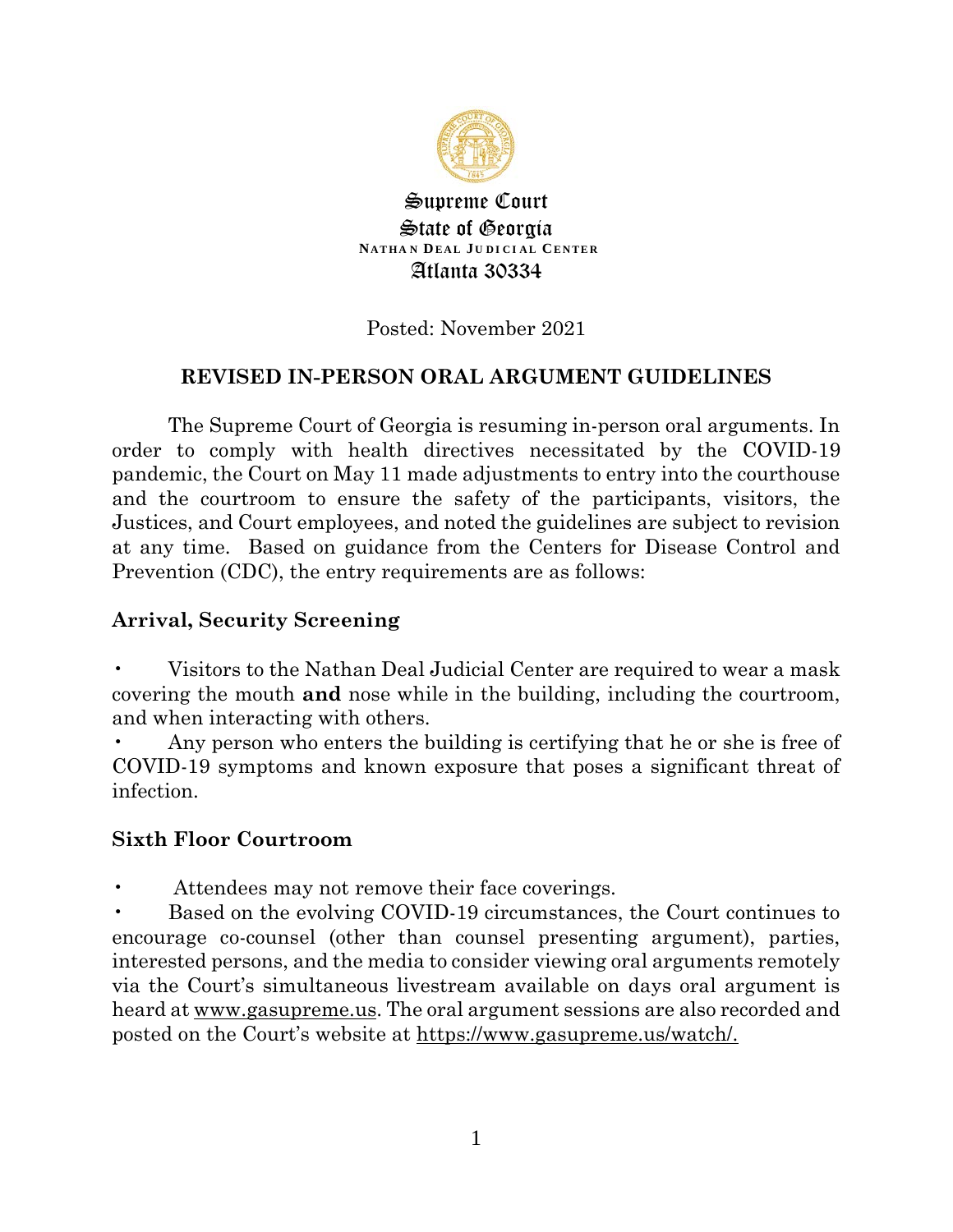Supreme Court
State of Georgia
NATHAN DEAL JUDICIAL CENTER
Atlanta 30334

Posted: November 2021

## REVISED IN-PERSON ORAL ARGUMENT GUIDELINES

The Supreme Court of Georgia is resuming in-person oral arguments. In order to comply with health directives necessitated by the COVID-19 pandemic, the Court on May 11 made adjustments to entry into the courthouse and the courtroom to ensure the safety of the participants, visitors, the Justices, and Court employees, and noted the guidelines are subject to revision at any time. Based on guidance from the Centers for Disease Control and Prevention (CDC), the entry requirements are as follows:

### Arrival, Security Screening

- Visitors to the Nathan Deal Judicial Center are required to wear a mask covering the mouth **and** nose while in the building, including the courtroom, and when interacting with others.
- Any person who enters the building is certifying that he or she is free of COVID-19 symptoms and known exposure that poses a significant threat of infection.

### Sixth Floor Courtroom

- Attendees may not remove their face coverings.
- Based on the evolving COVID-19 circumstances, the Court continues to encourage co-counsel (other than counsel presenting argument), parties, interested persons, and the media to consider viewing oral arguments remotely via the Court's simultaneous livestream available on days oral argument is heard at www.gasupreme.us. The oral argument sessions are also recorded and posted on the Court's website at https://www.gasupreme.us/watch/.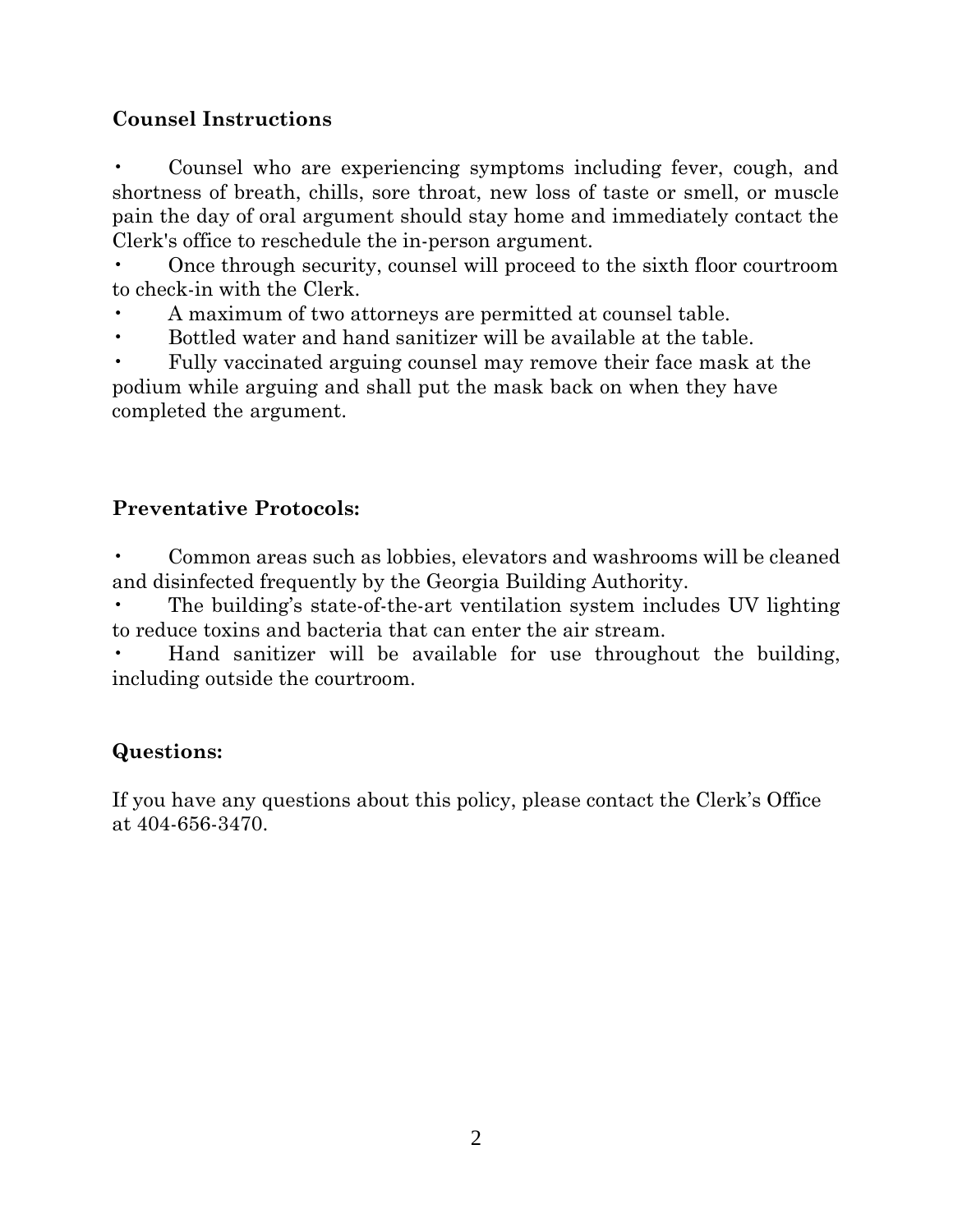**Counsel Instructions**

- Counsel who are experiencing symptoms including fever, cough, and shortness of breath, chills, sore throat, new loss of taste or smell, or muscle pain the day of oral argument should stay home and immediately contact the Clerk's office to reschedule the in-person argument.
- Once through security, counsel will proceed to the sixth floor courtroom to check-in with the Clerk.
- A maximum of two attorneys are permitted at counsel table.
- Bottled water and hand sanitizer will be available at the table.
- Fully vaccinated arguing counsel may remove their face mask at the podium while arguing and shall put the mask back on when they have completed the argument.

**Preventative Protocols:**

- Common areas such as lobbies, elevators and washrooms will be cleaned and disinfected frequently by the Georgia Building Authority.
- The building's state-of-the-art ventilation system includes UV lighting to reduce toxins and bacteria that can enter the air stream.
- Hand sanitizer will be available for use throughout the building, including outside the courtroom.

**Questions:**

If you have any questions about this policy, please contact the Clerk's Office at 404-656-3470.